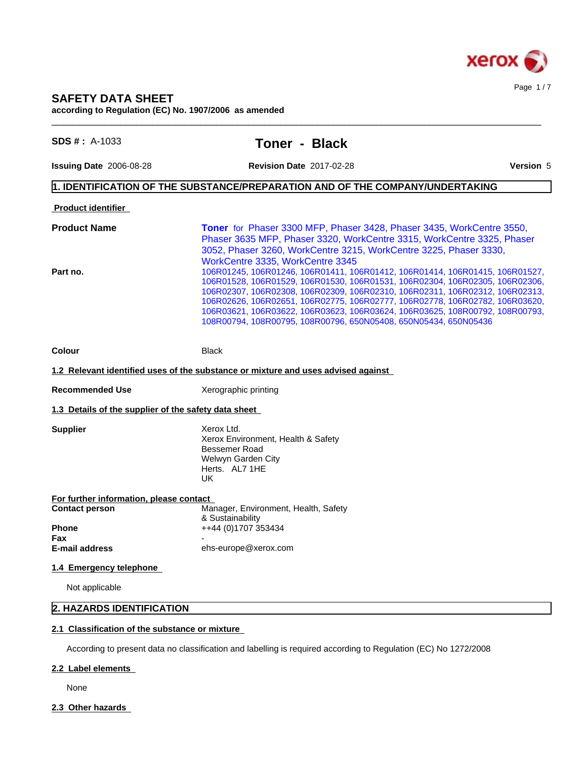# SAFETY DATA SHEET

**according to Regulation (EC) No. 1907/2006 as amended**

**SDS # :** A-1033

## Toner - Black

**Issuing Date** 2006-08-28 **Revision Date** 2017-02-28 **Version** 5

## 1. IDENTIFICATION OF THE SUBSTANCE/PREPARATION AND OF THE COMPANY/UNDERTAKING

**Product identifier**

**Product Name** **Toner** for Phaser 3300 MFP, Phaser 3428, Phaser 3435, WorkCentre 3550, Phaser 3635 MFP, Phaser 3320, WorkCentre 3315, WorkCentre 3325, Phaser 3052, Phaser 3260, WorkCentre 3215, WorkCentre 3225, Phaser 3330, WorkCentre 3335, WorkCentre 3345

**Part no.** 106R01245, 106R01246, 106R01411, 106R01412, 106R01414, 106R01415, 106R01527, 106R01528, 106R01529, 106R01530, 106R01531, 106R02304, 106R02305, 106R02306, 106R02307, 106R02308, 106R02309, 106R02310, 106R02311, 106R02312, 106R02313, 106R02626, 106R02651, 106R02775, 106R02777, 106R02778, 106R02782, 106R03620, 106R03621, 106R03622, 106R03623, 106R03624, 106R03625, 108R00792, 108R00793, 108R00794, 108R00795, 108R00796, 650N05408, 650N05434, 650N05436

**Colour** Black

**1.2 Relevant identified uses of the substance or mixture and uses advised against**

**Recommended Use** Xerographic printing

**1.3 Details of the supplier of the safety data sheet**

**Supplier**
Xerox Ltd.
Xerox Environment, Health & Safety
Bessemer Road
Welwyn Garden City
Herts. AL7 1HE
UK

**For further information, please contact**

**Contact person** Manager, Environment, Health, Safety & Sustainability

**Phone** ++44 (0)1707 353434

**Fax** -

**E-mail address** ehs-europe@xerox.com

**1.4 Emergency telephone**

Not applicable

## 2. HAZARDS IDENTIFICATION

**2.1 Classification of the substance or mixture**

According to present data no classification and labelling is required according to Regulation (EC) No 1272/2008

**2.2 Label elements**

None

**2.3 Other hazards**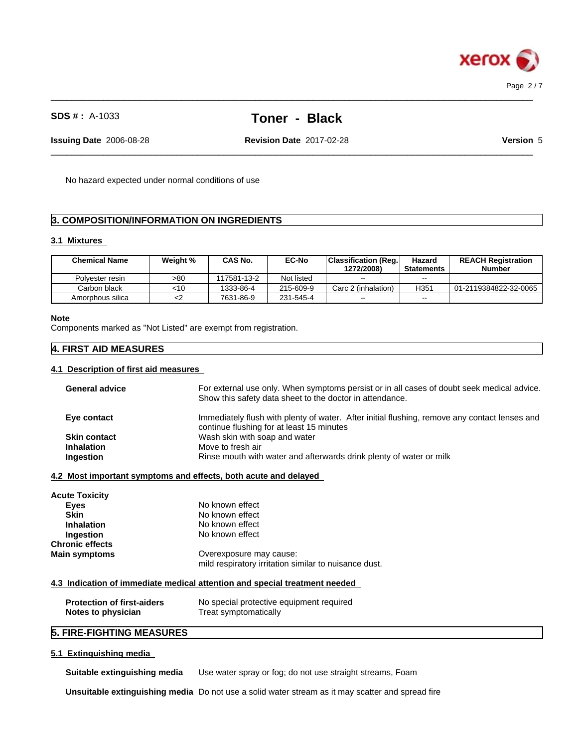No hazard expected under normal conditions of use

## 3. COMPOSITION/INFORMATION ON INGREDIENTS

### 3.1 Mixtures

| Chemical Name | Weight % | CAS No. | EC-No | Classification (Reg. 1272/2008) | Hazard Statements | REACH Registration Number |
|---|---|---|---|---|---|---|
| Polyester resin | >80 | 117581-13-2 | Not listed | -- | -- | |
| Carbon black | <10 | 1333-86-4 | 215-609-9 | Carc 2 (inhalation) | H351 | 01-2119384822-32-0065 |
| Amorphous silica | <2 | 7631-86-9 | 231-545-4 | -- | -- | |

**Note**
Components marked as "Not Listed" are exempt from registration.

## 4. FIRST AID MEASURES

### 4.1 Description of first aid measures

**General advice** For external use only. When symptoms persist or in all cases of doubt seek medical advice. Show this safety data sheet to the doctor in attendance.

**Eye contact** Immediately flush with plenty of water. After initial flushing, remove any contact lenses and continue flushing for at least 15 minutes

**Skin contact** Wash skin with soap and water

**Inhalation** Move to fresh air

**Ingestion** Rinse mouth with water and afterwards drink plenty of water or milk

### 4.2 Most important symptoms and effects, both acute and delayed

**Acute Toxicity**

**Eyes** No known effect

**Skin** No known effect

**Inhalation** No known effect

**Ingestion** No known effect

**Chronic effects**

**Main symptoms** Overexposure may cause:
mild respiratory irritation similar to nuisance dust.

### 4.3 Indication of immediate medical attention and special treatment needed

**Protection of first-aiders** No special protective equipment required

**Notes to physician** Treat symptomatically

## 5. FIRE-FIGHTING MEASURES

### 5.1 Extinguishing media

**Suitable extinguishing media** Use water spray or fog; do not use straight streams, Foam

**Unsuitable extinguishing media** Do not use a solid water stream as it may scatter and spread fire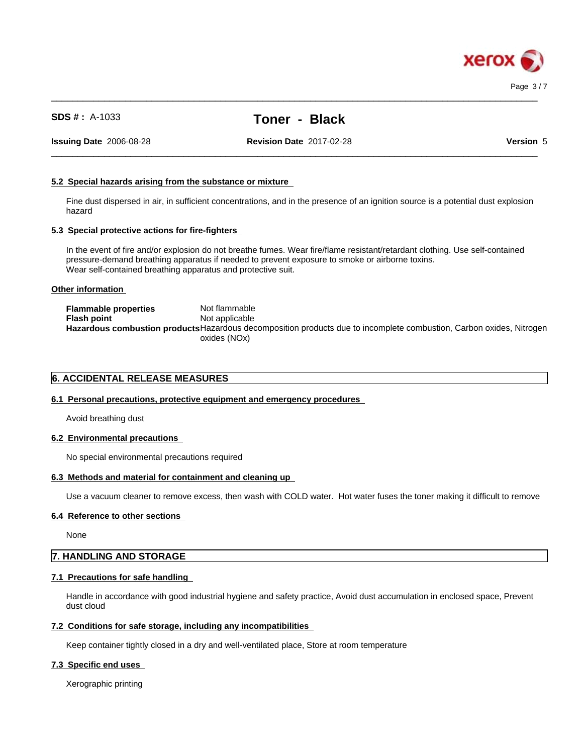### 5.2 Special hazards arising from the substance or mixture

Fine dust dispersed in air, in sufficient concentrations, and in the presence of an ignition source is a potential dust explosion hazard

### 5.3 Special protective actions for fire-fighters

In the event of fire and/or explosion do not breathe fumes. Wear fire/flame resistant/retardant clothing. Use self-contained pressure-demand breathing apparatus if needed to prevent exposure to smoke or airborne toxins.
Wear self-contained breathing apparatus and protective suit.

### Other information

| | |
|---|---|
| **Flammable properties** | Not flammable |
| **Flash point** | Not applicable |
| **Hazardous combustion products** | Hazardous decomposition products due to incomplete combustion, Carbon oxides, Nitrogen oxides (NOx) |

## 6. ACCIDENTAL RELEASE MEASURES

### 6.1 Personal precautions, protective equipment and emergency procedures

Avoid breathing dust

### 6.2 Environmental precautions

No special environmental precautions required

### 6.3 Methods and material for containment and cleaning up

Use a vacuum cleaner to remove excess, then wash with COLD water.  Hot water fuses the toner making it difficult to remove

### 6.4 Reference to other sections

None

## 7. HANDLING AND STORAGE

### 7.1 Precautions for safe handling

Handle in accordance with good industrial hygiene and safety practice, Avoid dust accumulation in enclosed space, Prevent dust cloud

### 7.2 Conditions for safe storage, including any incompatibilities

Keep container tightly closed in a dry and well-ventilated place, Store at room temperature

### 7.3 Specific end uses

Xerographic printing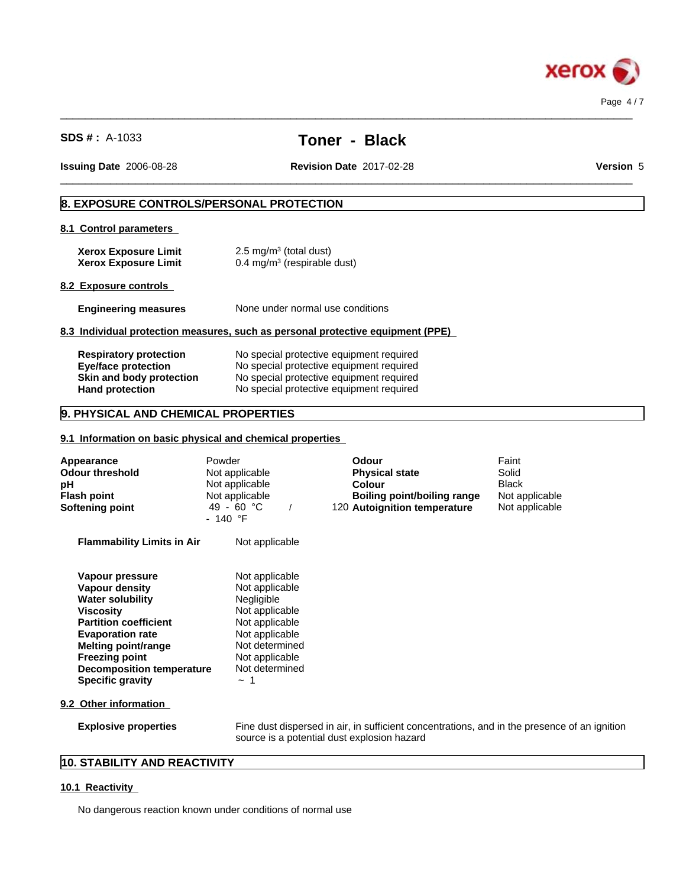## 8. EXPOSURE CONTROLS/PERSONAL PROTECTION

### 8.1 Control parameters

| | |
|---|---|
| **Xerox Exposure Limit** | 2.5 mg/m³ (total dust) |
| **Xerox Exposure Limit** | 0.4 mg/m³ (respirable dust) |

### 8.2 Exposure controls

| | |
|---|---|
| **Engineering measures** | None under normal use conditions |

### 8.3 Individual protection measures, such as personal protective equipment (PPE)

| | |
|---|---|
| **Respiratory protection** | No special protective equipment required |
| **Eye/face protection** | No special protective equipment required |
| **Skin and body protection** | No special protective equipment required |
| **Hand protection** | No special protective equipment required |

## 9. PHYSICAL AND CHEMICAL PROPERTIES

### 9.1 Information on basic physical and chemical properties

| | | | |
|---|---|---|---|
| **Appearance** | Powder | **Odour** | Faint |
| **Odour threshold** | Not applicable | **Physical state** | Solid |
| **pH** | Not applicable | **Colour** | Black |
| **Flash point** | Not applicable | **Boiling point/boiling range** | Not applicable |
| **Softening point** | 49 - 60 °C / 120 - 140 °F | **Autoignition temperature** | Not applicable |

| | |
|---|---|
| **Flammability Limits in Air** | Not applicable |

| | |
|---|---|
| **Vapour pressure** | Not applicable |
| **Vapour density** | Not applicable |
| **Water solubility** | Negligible |
| **Viscosity** | Not applicable |
| **Partition coefficient** | Not applicable |
| **Evaporation rate** | Not applicable |
| **Melting point/range** | Not determined |
| **Freezing point** | Not applicable |
| **Decomposition temperature** | Not determined |
| **Specific gravity** | ~ 1 |

### 9.2 Other information

| | |
|---|---|
| **Explosive properties** | Fine dust dispersed in air, in sufficient concentrations, and in the presence of an ignition source is a potential dust explosion hazard |

## 10. STABILITY AND REACTIVITY

### 10.1 Reactivity

No dangerous reaction known under conditions of normal use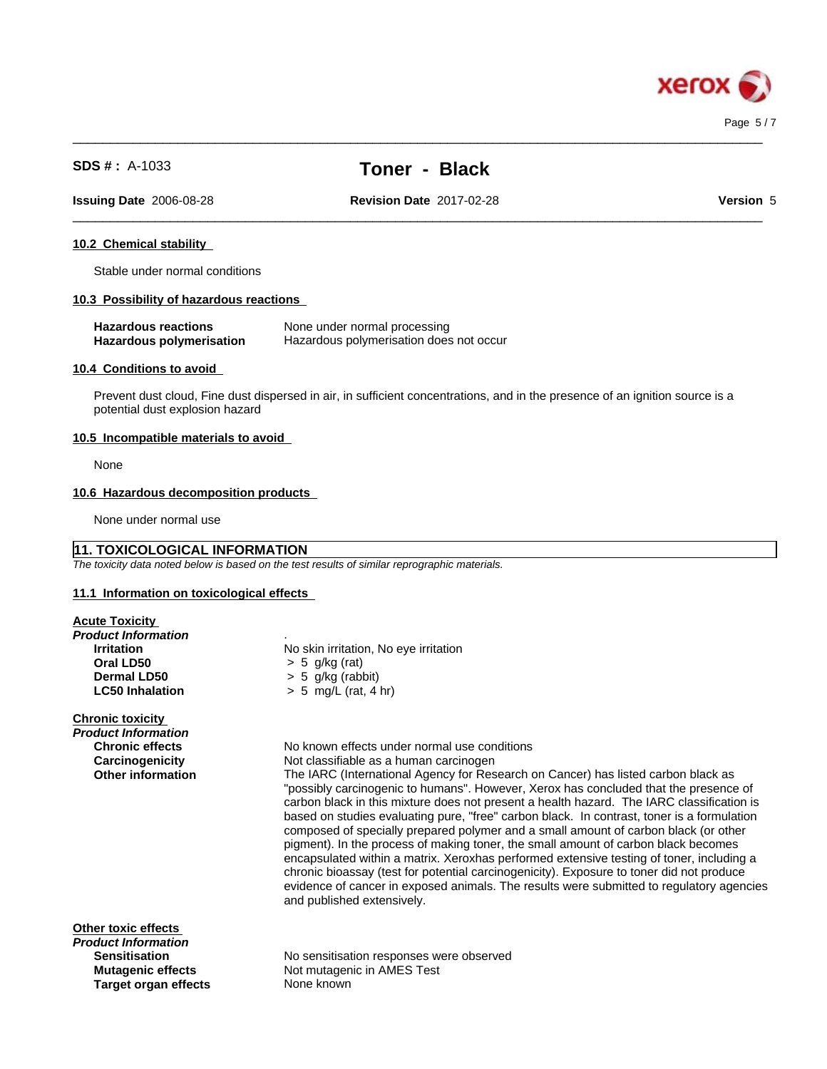### 10.2 Chemical stability

Stable under normal conditions

### 10.3 Possibility of hazardous reactions

| | |
|---|---|
| **Hazardous reactions** | None under normal processing |
| **Hazardous polymerisation** | Hazardous polymerisation does not occur |

### 10.4 Conditions to avoid

Prevent dust cloud, Fine dust dispersed in air, in sufficient concentrations, and in the presence of an ignition source is a potential dust explosion hazard

### 10.5 Incompatible materials to avoid

None

### 10.6 Hazardous decomposition products

None under normal use

## 11. TOXICOLOGICAL INFORMATION

*The toxicity data noted below is based on the test results of similar reprographic materials.*

### 11.1 Information on toxicological effects

**Acute Toxicity**

***Product Information*** .

| | |
|---|---|
| **Irritation** | No skin irritation, No eye irritation |
| **Oral LD50** | > 5 g/kg (rat) |
| **Dermal LD50** | > 5 g/kg (rabbit) |
| **LC50 Inhalation** | > 5 mg/L (rat, 4 hr) |

**Chronic toxicity**

***Product Information***

| | |
|---|---|
| **Chronic effects** | No known effects under normal use conditions |
| **Carcinogenicity** | Not classifiable as a human carcinogen |
| **Other information** | The IARC (International Agency for Research on Cancer) has listed carbon black as "possibly carcinogenic to humans". However, Xerox has concluded that the presence of carbon black in this mixture does not present a health hazard. The IARC classification is based on studies evaluating pure, "free" carbon black. In contrast, toner is a formulation composed of specially prepared polymer and a small amount of carbon black (or other pigment). In the process of making toner, the small amount of carbon black becomes encapsulated within a matrix. Xeroxhas performed extensive testing of toner, including a chronic bioassay (test for potential carcinogenicity). Exposure to toner did not produce evidence of cancer in exposed animals. The results were submitted to regulatory agencies and published extensively. |

**Other toxic effects**

***Product Information***

| | |
|---|---|
| **Sensitisation** | No sensitisation responses were observed |
| **Mutagenic effects** | Not mutagenic in AMES Test |
| **Target organ effects** | None known |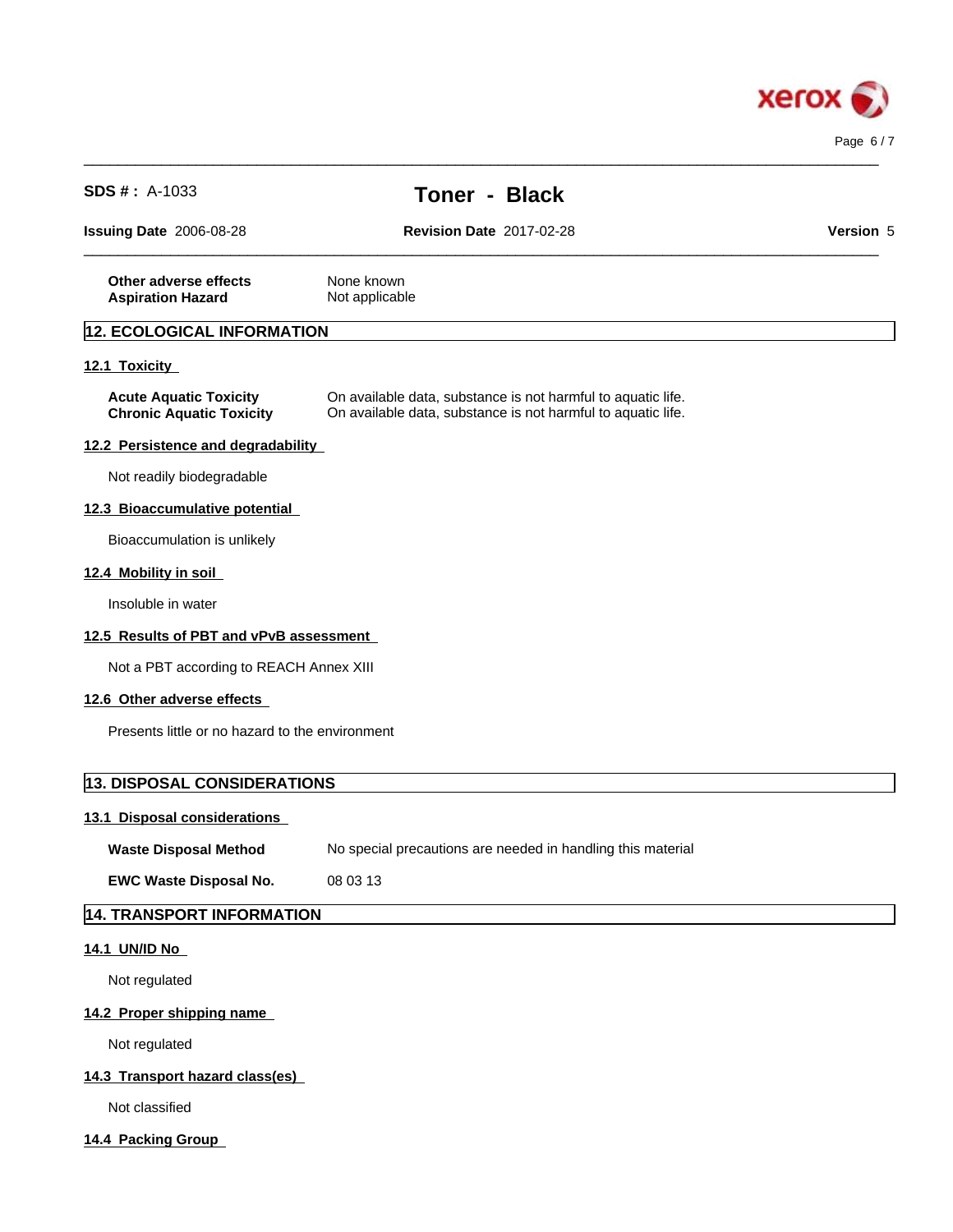| | |
|---|---|
| **Other adverse effects** | None known |
| **Aspiration Hazard** | Not applicable |

## 12. ECOLOGICAL INFORMATION

### 12.1 Toxicity

| | |
|---|---|
| **Acute Aquatic Toxicity** | On available data, substance is not harmful to aquatic life. |
| **Chronic Aquatic Toxicity** | On available data, substance is not harmful to aquatic life. |

### 12.2 Persistence and degradability

Not readily biodegradable

### 12.3 Bioaccumulative potential

Bioaccumulation is unlikely

### 12.4 Mobility in soil

Insoluble in water

### 12.5 Results of PBT and vPvB assessment

Not a PBT according to REACH Annex XIII

### 12.6 Other adverse effects

Presents little or no hazard to the environment

## 13. DISPOSAL CONSIDERATIONS

### 13.1 Disposal considerations

| | |
|---|---|
| **Waste Disposal Method** | No special precautions are needed in handling this material |
| **EWC Waste Disposal No.** | 08 03 13 |

## 14. TRANSPORT INFORMATION

### 14.1 UN/ID No

Not regulated

### 14.2 Proper shipping name

Not regulated

### 14.3 Transport hazard class(es)

Not classified

### 14.4 Packing Group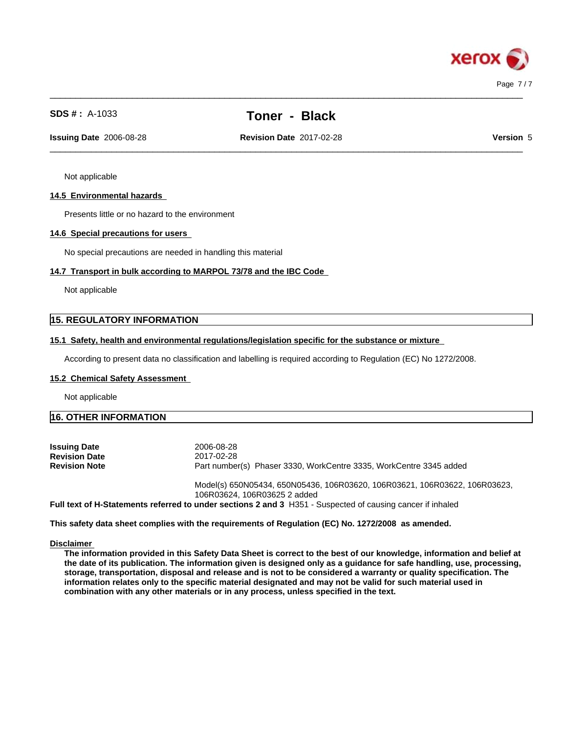Not applicable

### 14.5 Environmental hazards

Presents little or no hazard to the environment

### 14.6 Special precautions for users

No special precautions are needed in handling this material

### 14.7 Transport in bulk according to MARPOL 73/78 and the IBC Code

Not applicable

## 15. REGULATORY INFORMATION

### 15.1 Safety, health and environmental regulations/legislation specific for the substance or mixture

According to present data no classification and labelling is required according to Regulation (EC) No 1272/2008.

### 15.2 Chemical Safety Assessment

Not applicable

## 16. OTHER INFORMATION

**Issuing Date** 2006-08-28
**Revision Date** 2017-02-28
**Revision Note** Part number(s) Phaser 3330, WorkCentre 3335, WorkCentre 3345 added

Model(s) 650N05434, 650N05436, 106R03620, 106R03621, 106R03622, 106R03623, 106R03624, 106R03625 2 added

**Full text of H-Statements referred to under sections 2 and 3** H351 - Suspected of causing cancer if inhaled

**This safety data sheet complies with the requirements of Regulation (EC) No. 1272/2008 as amended.**

**Disclaimer**

**The information provided in this Safety Data Sheet is correct to the best of our knowledge, information and belief at the date of its publication. The information given is designed only as a guidance for safe handling, use, processing, storage, transportation, disposal and release and is not to be considered a warranty or quality specification. The information relates only to the specific material designated and may not be valid for such material used in combination with any other materials or in any process, unless specified in the text.**